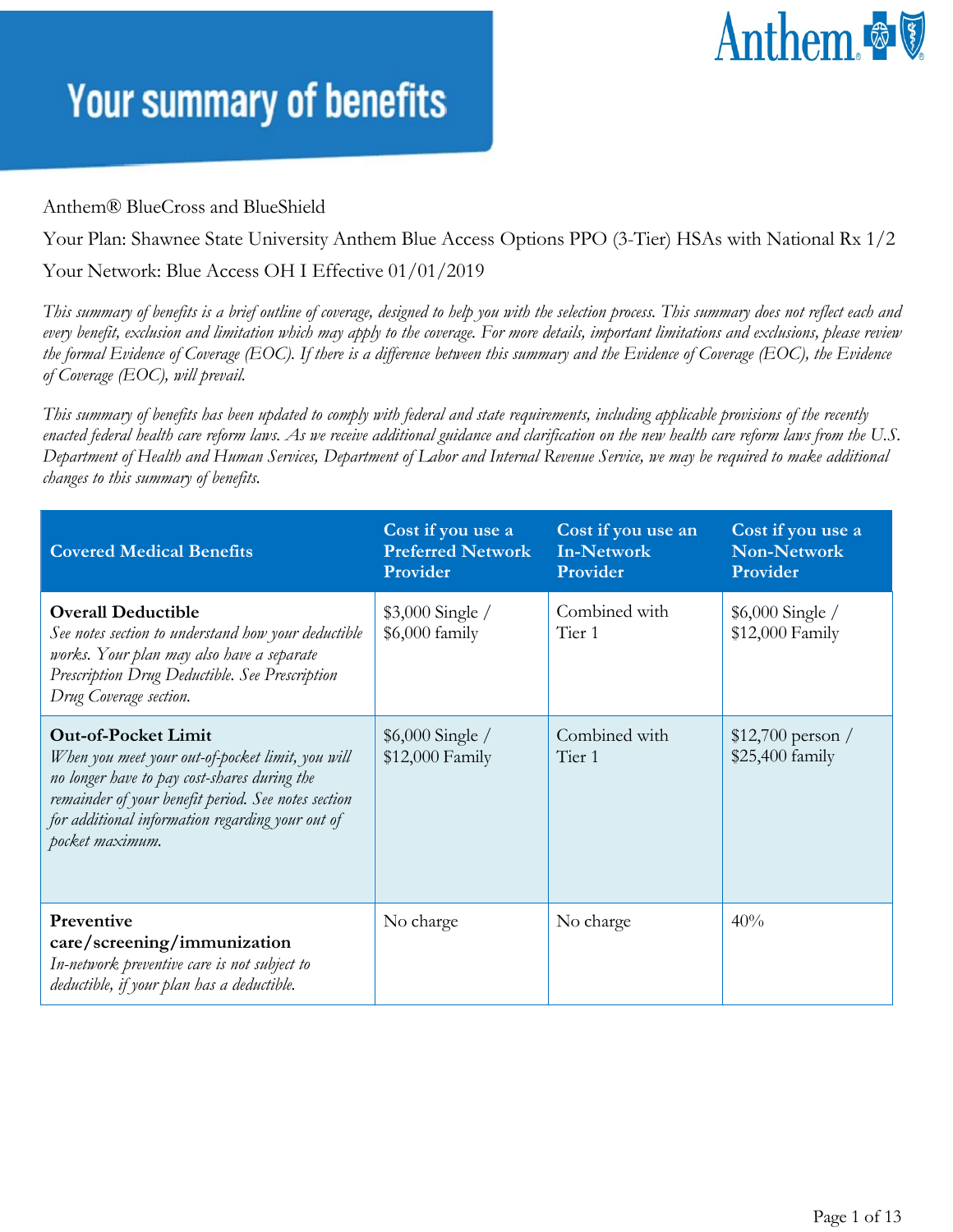# Your summary of benefits

Anthem® BlueCross and BlueShield

Your Plan: Shawnee State University Anthem Blue Access Options PPO (3-Tier) HSAs with National Rx 1/2

Your Network: Blue Access OH I Effective 01/01/2019

*This summary of benefits is a brief outline of coverage, designed to help you with the selection process. This summary does not reflect each and every benefit, exclusion and limitation which may apply to the coverage. For more details, important limitations and exclusions, please review the formal Evidence of Coverage (EOC). If there is a difference between this summary and the Evidence of Coverage (EOC), the Evidence of Coverage (EOC), will prevail.*

*This summary of benefits has been updated to comply with federal and state requirements, including applicable provisions of the recently enacted federal health care reform laws. As we receive additional guidance and clarification on the new health care reform laws from the U.S. Department of Health and Human Services, Department of Labor and Internal Revenue Service, we may be required to make additional changes to this summary of benefits.*

| Covered Medical Benefits | Cost if you use a Preferred Network Provider | Cost if you use an In-Network Provider | Cost if you use a Non-Network Provider |
|---|---|---|---|
| **Overall Deductible** *See notes section to understand how your deductible works. Your plan may also have a separate Prescription Drug Deductible. See Prescription Drug Coverage section.* | $3,000 Single / $6,000 family | Combined with Tier 1 | $6,000 Single / $12,000 Family |
| **Out-of-Pocket Limit** *When you meet your out-of-pocket limit, you will no longer have to pay cost-shares during the remainder of your benefit period. See notes section for additional information regarding your out of pocket maximum.* | $6,000 Single / $12,000 Family | Combined with Tier 1 | $12,700 person / $25,400 family |
| **Preventive care/screening/immunization** *In-network preventive care is not subject to deductible, if your plan has a deductible.* | No charge | No charge | 40% |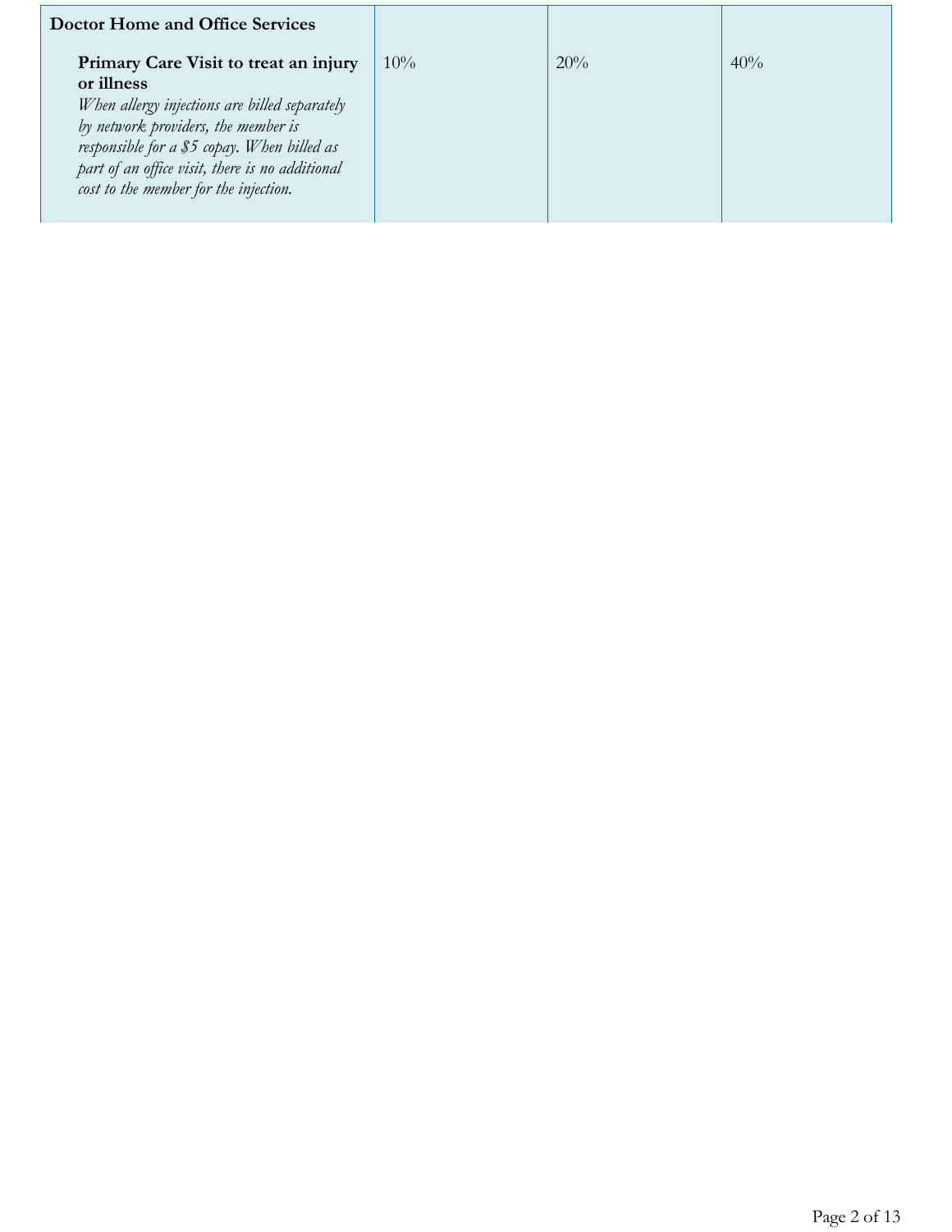| **Doctor Home and Office Services** | | | |
|---|---|---|---|
| **Primary Care Visit to treat an injury or illness** *When allergy injections are billed separately by network providers, the member is responsible for a $5 copay. When billed as part of an office visit, there is no additional cost to the member for the injection.* | 10% | 20% | 40% |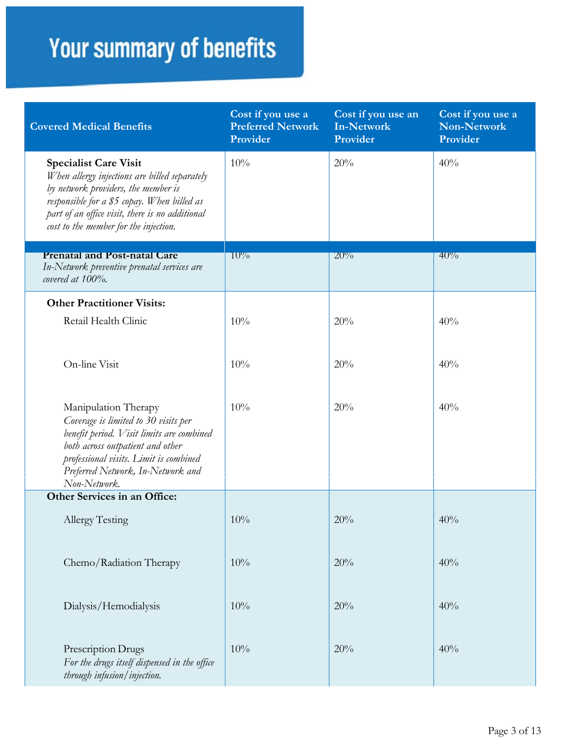# Your summary of benefits

| Covered Medical Benefits | Cost if you use a Preferred Network Provider | Cost if you use an In-Network Provider | Cost if you use a Non-Network Provider |
|---|---|---|---|
| **Specialist Care Visit** *When allergy injections are billed separately by network providers, the member is responsible for a $5 copay. When billed as part of an office visit, there is no additional cost to the member for the injection.* | 10% | 20% | 40% |
| **Prenatal and Post-natal Care** *In-Network preventive prenatal services are covered at 100%.* | 10% | 20% | 40% |
| **Other Practitioner Visits:** | | | |
| Retail Health Clinic | 10% | 20% | 40% |
| On-line Visit | 10% | 20% | 40% |
| Manipulation Therapy *Coverage is limited to 30 visits per benefit period. Visit limits are combined both across outpatient and other professional visits. Limit is combined Preferred Network, In-Network and Non-Network.* | 10% | 20% | 40% |
| **Other Services in an Office:** | | | |
| Allergy Testing | 10% | 20% | 40% |
| Chemo/Radiation Therapy | 10% | 20% | 40% |
| Dialysis/Hemodialysis | 10% | 20% | 40% |
| Prescription Drugs *For the drugs itself dispensed in the office through infusion/injection.* | 10% | 20% | 40% |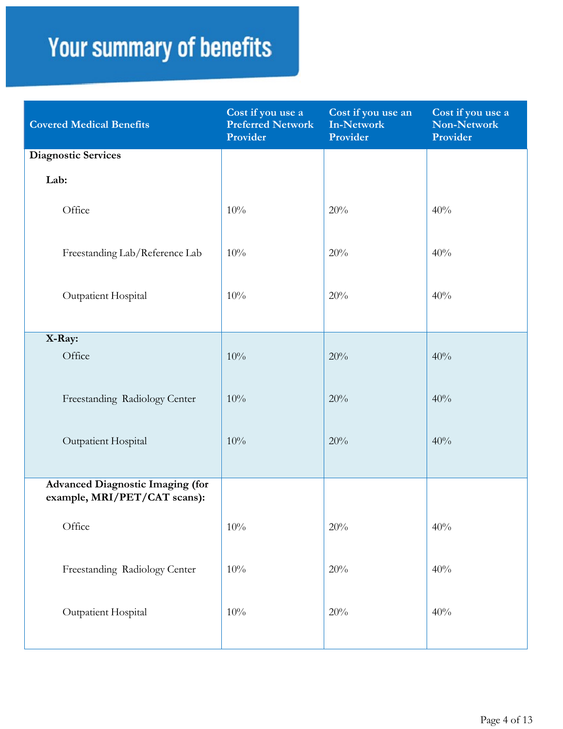# Your summary of benefits

| Covered Medical Benefits | Cost if you use a Preferred Network Provider | Cost if you use an In-Network Provider | Cost if you use a Non-Network Provider |
|---|---|---|---|
| **Diagnostic Services** | | | |
| **Lab:** | | | |
| Office | 10% | 20% | 40% |
| Freestanding Lab/Reference Lab | 10% | 20% | 40% |
| Outpatient Hospital | 10% | 20% | 40% |
| **X-Ray:** | | | |
| Office | 10% | 20% | 40% |
| Freestanding Radiology Center | 10% | 20% | 40% |
| Outpatient Hospital | 10% | 20% | 40% |
| **Advanced Diagnostic Imaging (for example, MRI/PET/CAT scans):** | | | |
| Office | 10% | 20% | 40% |
| Freestanding Radiology Center | 10% | 20% | 40% |
| Outpatient Hospital | 10% | 20% | 40% |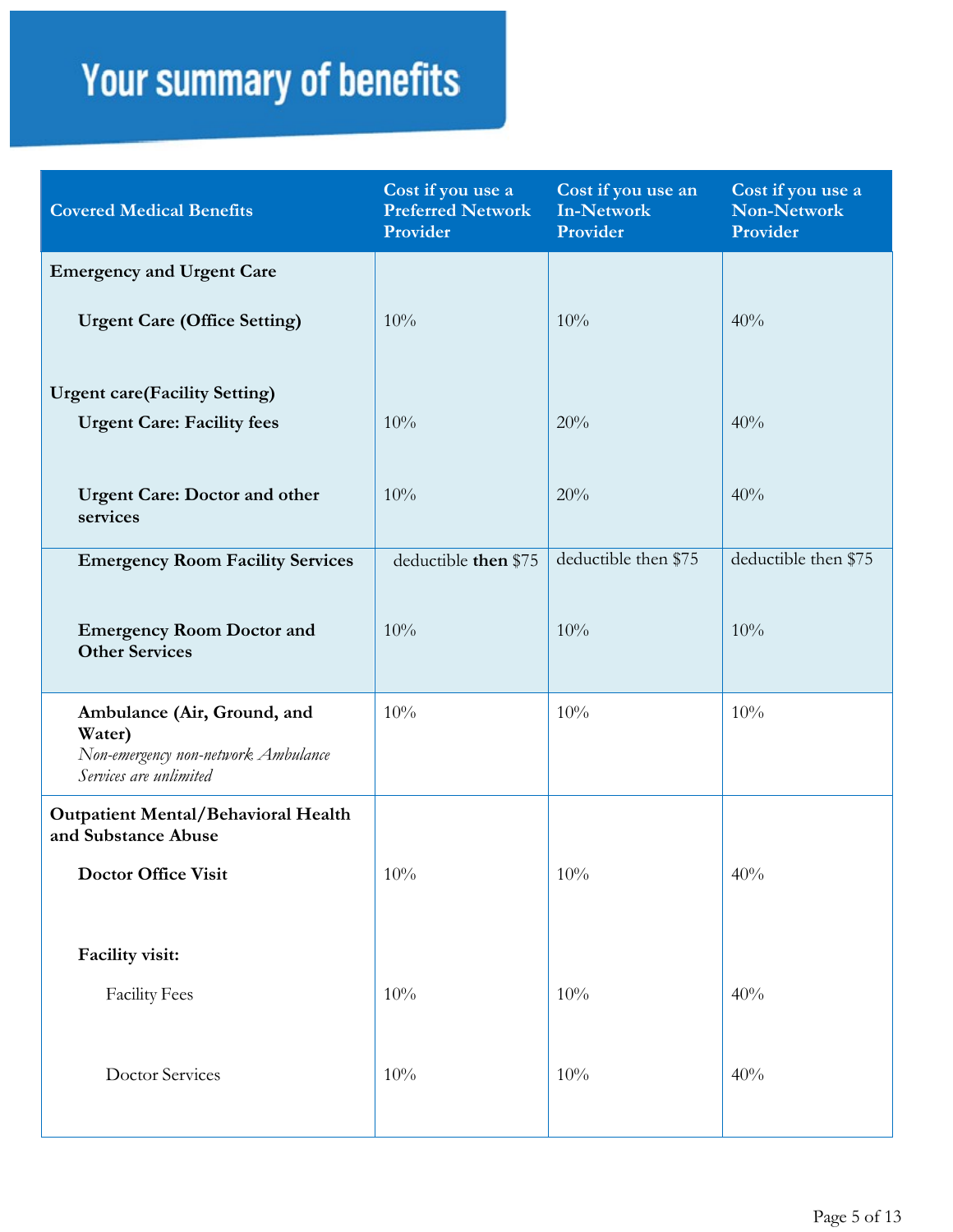# Your summary of benefits

| Covered Medical Benefits | Cost if you use a Preferred Network Provider | Cost if you use an In-Network Provider | Cost if you use a Non-Network Provider |
|---|---|---|---|
| **Emergency and Urgent Care** | | | |
| **Urgent Care (Office Setting)** | 10% | 10% | 40% |
| **Urgent care(Facility Setting)** | | | |
| **Urgent Care: Facility fees** | 10% | 20% | 40% |
| **Urgent Care: Doctor and other services** | 10% | 20% | 40% |
| **Emergency Room Facility Services** | deductible **then** $75 | deductible then $75 | deductible then $75 |
| **Emergency Room Doctor and Other Services** | 10% | 10% | 10% |
| **Ambulance (Air, Ground, and Water)** *Non-emergency non-network Ambulance Services are unlimited* | 10% | 10% | 10% |
| **Outpatient Mental/Behavioral Health and Substance Abuse** | | | |
| **Doctor Office Visit** | 10% | 10% | 40% |
| **Facility visit:** | | | |
| Facility Fees | 10% | 10% | 40% |
| Doctor Services | 10% | 10% | 40% |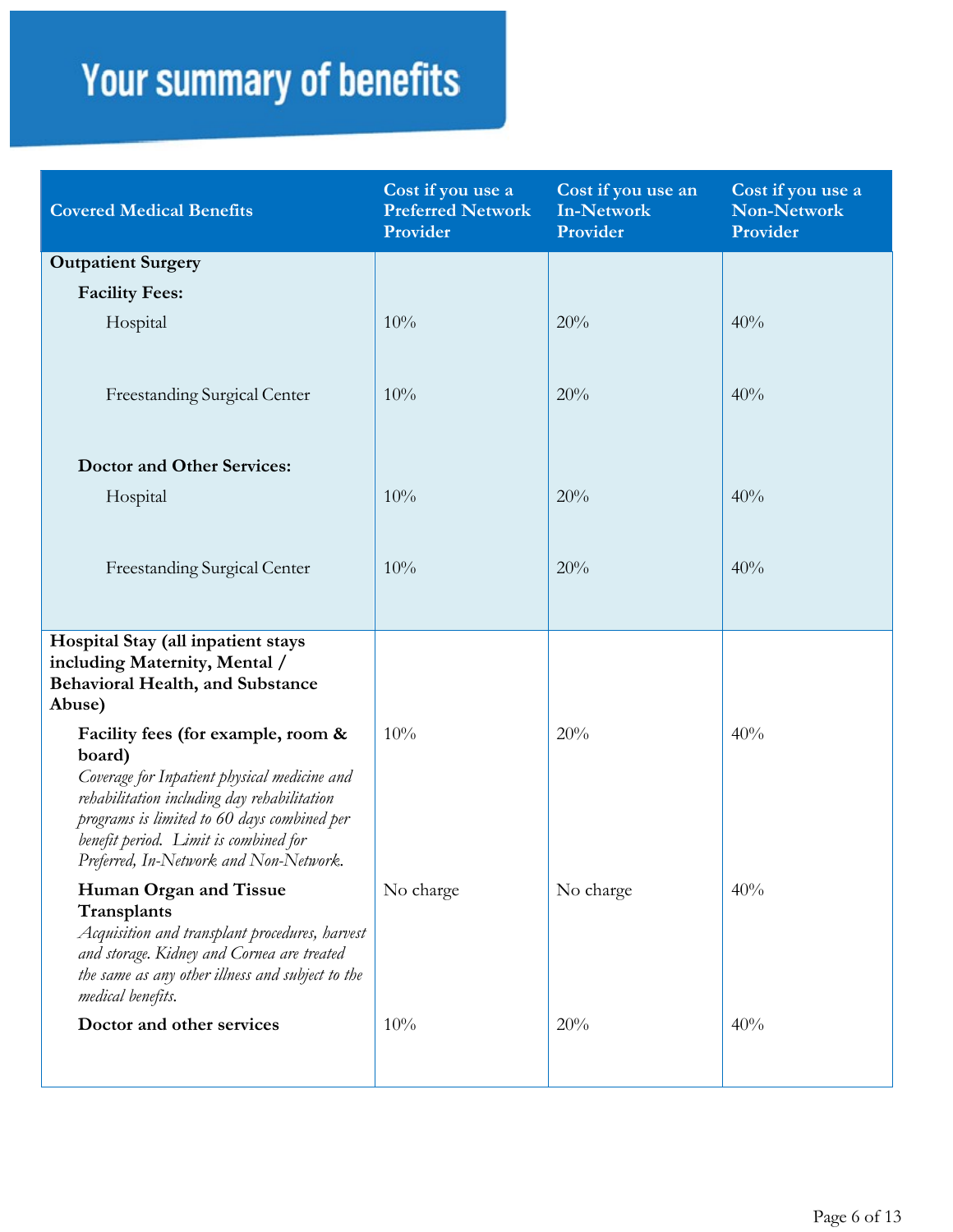# Your summary of benefits

| Covered Medical Benefits | Cost if you use a Preferred Network Provider | Cost if you use an In-Network Provider | Cost if you use a Non-Network Provider |
|---|---|---|---|
| **Outpatient Surgery** | | | |
| **Facility Fees:** | | | |
| Hospital | 10% | 20% | 40% |
| Freestanding Surgical Center | 10% | 20% | 40% |
| **Doctor and Other Services:** | | | |
| Hospital | 10% | 20% | 40% |
| Freestanding Surgical Center | 10% | 20% | 40% |
| **Hospital Stay (all inpatient stays including Maternity, Mental / Behavioral Health, and Substance Abuse)** | | | |
| **Facility fees (for example, room & board)** *Coverage for Inpatient physical medicine and rehabilitation including day rehabilitation programs is limited to 60 days combined per benefit period. Limit is combined for Preferred, In-Network and Non-Network.* | 10% | 20% | 40% |
| **Human Organ and Tissue Transplants** *Acquisition and transplant procedures, harvest and storage. Kidney and Cornea are treated the same as any other illness and subject to the medical benefits.* | No charge | No charge | 40% |
| **Doctor and other services** | 10% | 20% | 40% |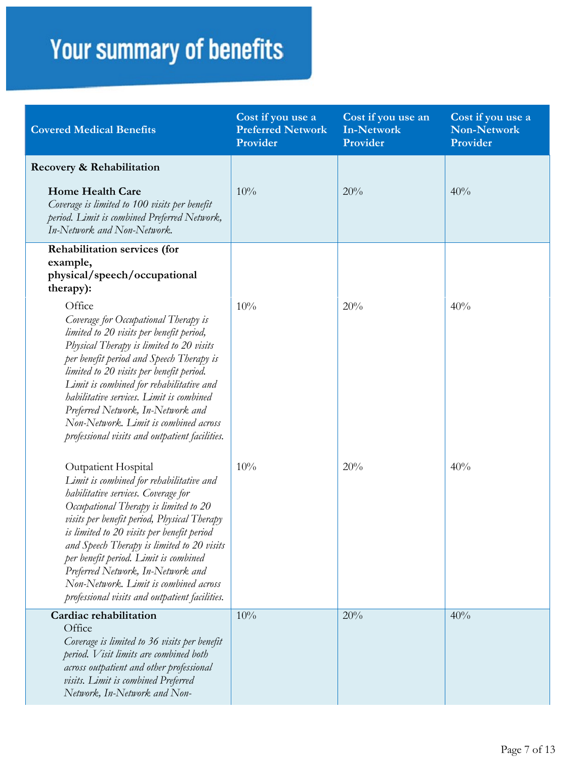# Your summary of benefits

| Covered Medical Benefits | Cost if you use a Preferred Network Provider | Cost if you use an In-Network Provider | Cost if you use a Non-Network Provider |
|---|---|---|---|
| **Recovery & Rehabilitation** | | | |
| **Home Health Care** *Coverage is limited to 100 visits per benefit period. Limit is combined Preferred Network, In-Network and Non-Network.* | 10% | 20% | 40% |
| **Rehabilitation services (for example, physical/speech/occupational therapy):** | | | |
| Office *Coverage for Occupational Therapy is limited to 20 visits per benefit period, Physical Therapy is limited to 20 visits per benefit period and Speech Therapy is limited to 20 visits per benefit period. Limit is combined for rehabilitative and habilitative services. Limit is combined Preferred Network, In-Network and Non-Network. Limit is combined across professional visits and outpatient facilities.* | 10% | 20% | 40% |
| Outpatient Hospital *Limit is combined for rehabilitative and habilitative services. Coverage for Occupational Therapy is limited to 20 visits per benefit period, Physical Therapy is limited to 20 visits per benefit period and Speech Therapy is limited to 20 visits per benefit period. Limit is combined Preferred Network, In-Network and Non-Network. Limit is combined across professional visits and outpatient facilities.* | 10% | 20% | 40% |
| **Cardiac rehabilitation** Office *Coverage is limited to 36 visits per benefit period. Visit limits are combined both across outpatient and other professional visits. Limit is combined Preferred Network, In-Network and Non-* | 10% | 20% | 40% |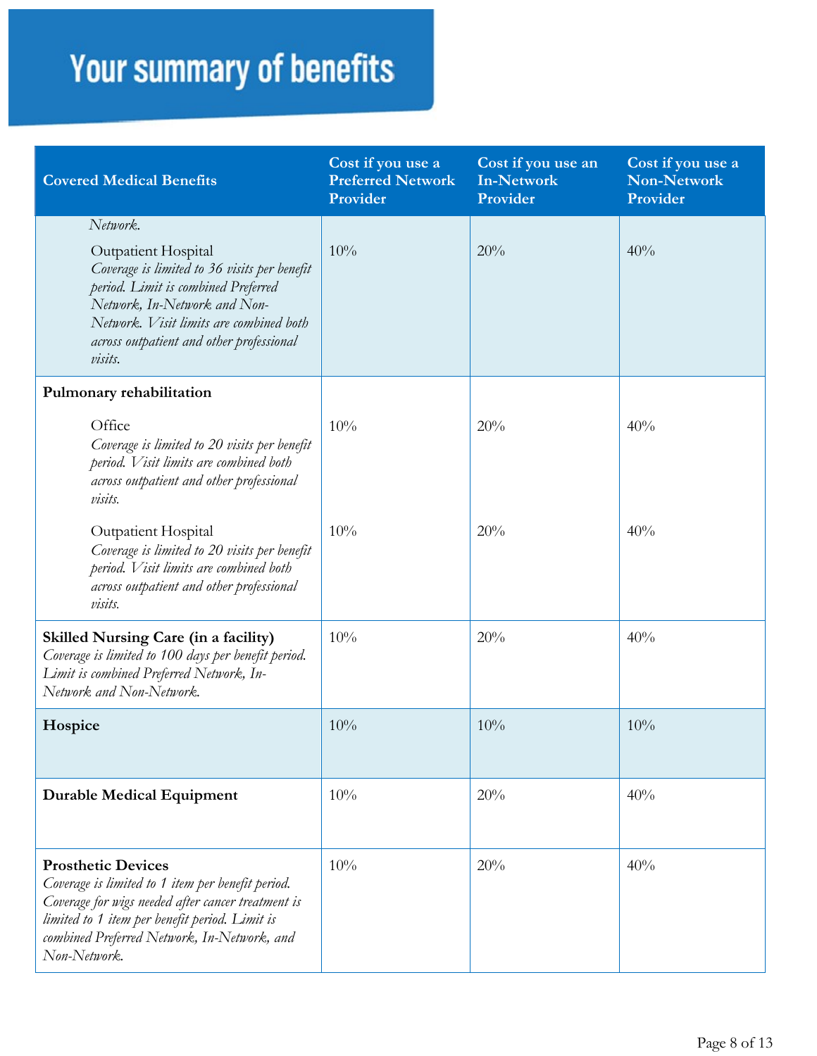# Your summary of benefits

| Covered Medical Benefits | Cost if you use a Preferred Network Provider | Cost if you use an In-Network Provider | Cost if you use a Non-Network Provider |
|---|---|---|---|
| *Network.* | | | |
| Outpatient Hospital<br>*Coverage is limited to 36 visits per benefit period. Limit is combined Preferred Network, In-Network and Non-Network. Visit limits are combined both across outpatient and other professional visits.* | 10% | 20% | 40% |
| **Pulmonary rehabilitation** | | | |
| Office<br>*Coverage is limited to 20 visits per benefit period. Visit limits are combined both across outpatient and other professional visits.* | 10% | 20% | 40% |
| Outpatient Hospital<br>*Coverage is limited to 20 visits per benefit period. Visit limits are combined both across outpatient and other professional visits.* | 10% | 20% | 40% |
| **Skilled Nursing Care (in a facility)**<br>*Coverage is limited to 100 days per benefit period. Limit is combined Preferred Network, In-Network and Non-Network.* | 10% | 20% | 40% |
| **Hospice** | 10% | 10% | 10% |
| **Durable Medical Equipment** | 10% | 20% | 40% |
| **Prosthetic Devices**<br>*Coverage is limited to 1 item per benefit period. Coverage for wigs needed after cancer treatment is limited to 1 item per benefit period. Limit is combined Preferred Network, In-Network, and Non-Network.* | 10% | 20% | 40% |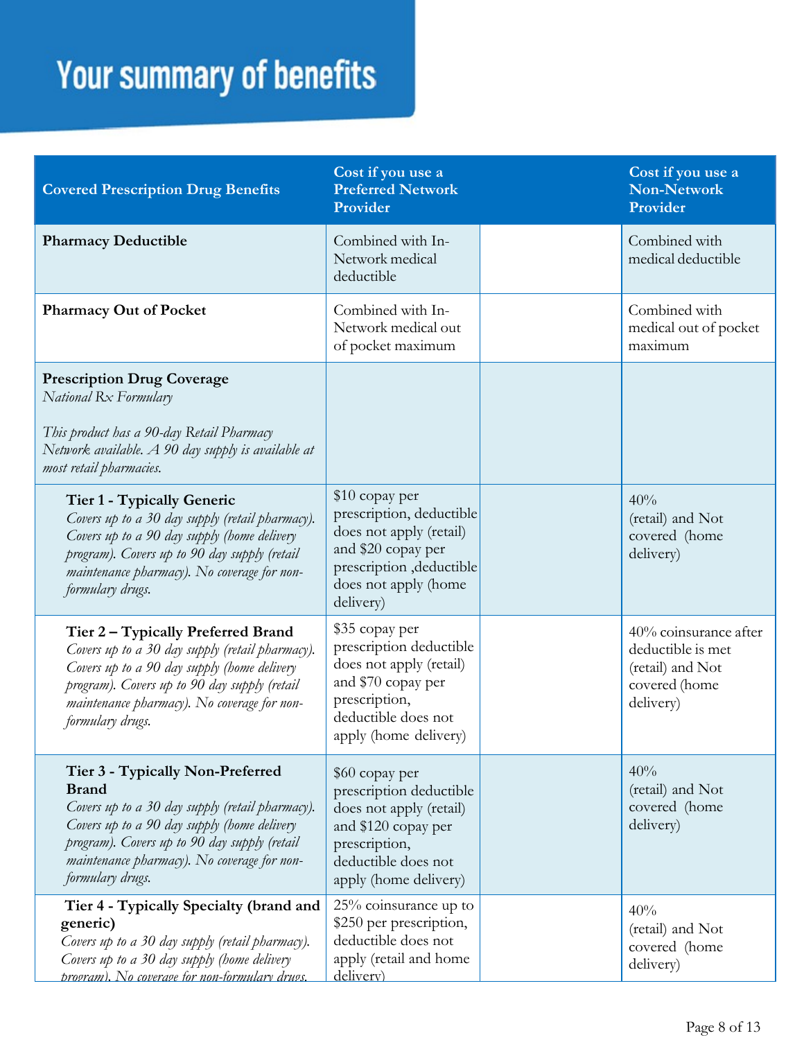# Your summary of benefits

| Covered Prescription Drug Benefits | Cost if you use a Preferred Network Provider | | Cost if you use a Non-Network Provider |
|---|---|---|---|
| **Pharmacy Deductible** | Combined with In-Network medical deductible | | Combined with medical deductible |
| **Pharmacy Out of Pocket** | Combined with In-Network medical out of pocket maximum | | Combined with medical out of pocket maximum |
| **Prescription Drug Coverage**<br>*National Rx Formulary*<br><br>*This product has a 90-day Retail Pharmacy Network available. A 90 day supply is available at most retail pharmacies.* | | | |
| **Tier 1 - Typically Generic**<br>*Covers up to a 30 day supply (retail pharmacy). Covers up to a 90 day supply (home delivery program). Covers up to 90 day supply (retail maintenance pharmacy). No coverage for non-formulary drugs.* | $10 copay per prescription, deductible does not apply (retail) and $20 copay per prescription ,deductible does not apply (home delivery) | | 40% (retail) and Not covered (home delivery) |
| **Tier 2 – Typically Preferred Brand**<br>*Covers up to a 30 day supply (retail pharmacy). Covers up to a 90 day supply (home delivery program). Covers up to 90 day supply (retail maintenance pharmacy). No coverage for non-formulary drugs.* | $35 copay per prescription deductible does not apply (retail) and $70 copay per prescription, deductible does not apply (home delivery) | | 40% coinsurance after deductible is met (retail) and Not covered (home delivery) |
| **Tier 3 - Typically Non-Preferred Brand**<br>*Covers up to a 30 day supply (retail pharmacy). Covers up to a 90 day supply (home delivery program). Covers up to 90 day supply (retail maintenance pharmacy). No coverage for non-formulary drugs.* | $60 copay per prescription deductible does not apply (retail) and $120 copay per prescription, deductible does not apply (home delivery) | | 40% (retail) and Not covered (home delivery) |
| **Tier 4 - Typically Specialty (brand and generic)**<br>*Covers up to a 30 day supply (retail pharmacy). Covers up to a 30 day supply (home delivery program). No coverage for non-formulary drugs.* | 25% coinsurance up to $250 per prescription, deductible does not apply (retail and home delivery) | | 40% (retail) and Not covered (home delivery) |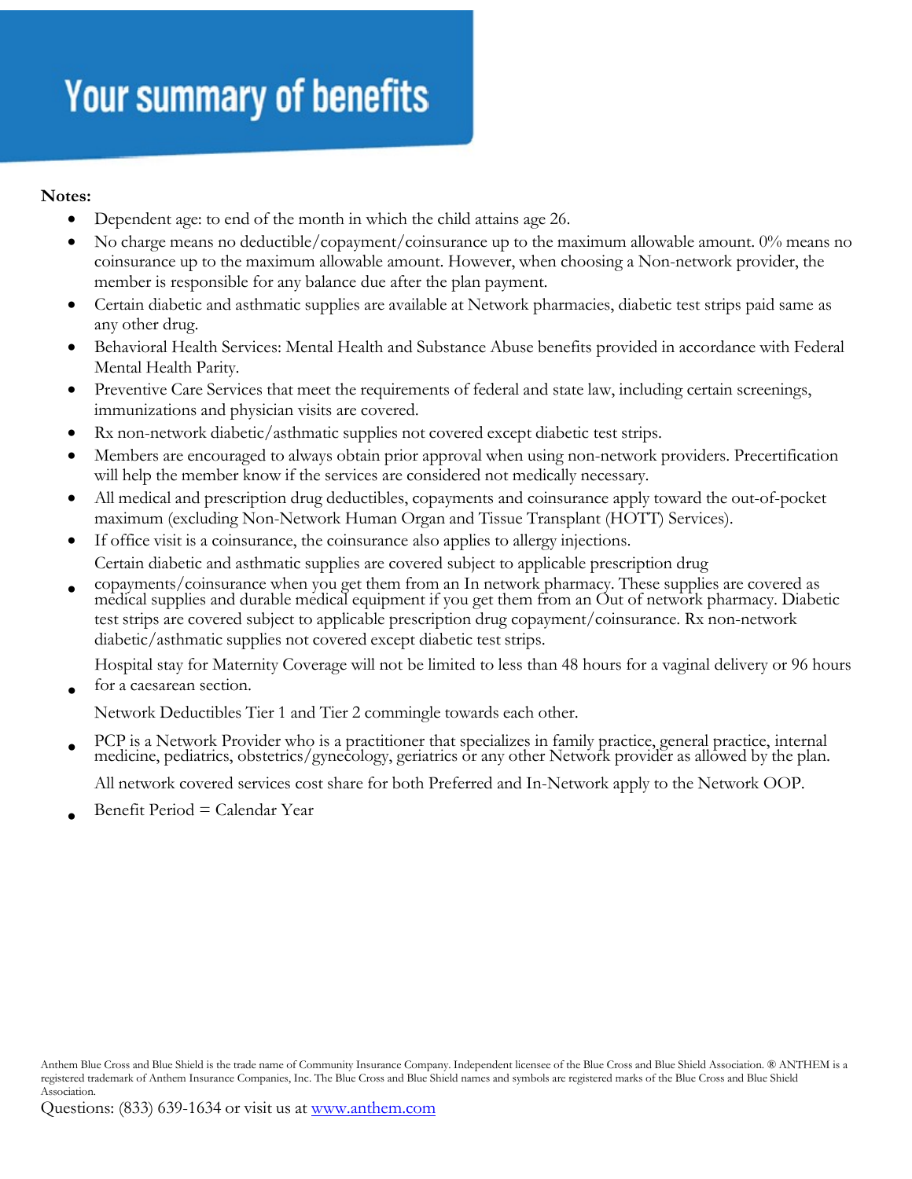# Your summary of benefits

**Notes:**

- Dependent age: to end of the month in which the child attains age 26.
- No charge means no deductible/copayment/coinsurance up to the maximum allowable amount. 0% means no coinsurance up to the maximum allowable amount. However, when choosing a Non-network provider, the member is responsible for any balance due after the plan payment.
- Certain diabetic and asthmatic supplies are available at Network pharmacies, diabetic test strips paid same as any other drug.
- Behavioral Health Services: Mental Health and Substance Abuse benefits provided in accordance with Federal Mental Health Parity.
- Preventive Care Services that meet the requirements of federal and state law, including certain screenings, immunizations and physician visits are covered.
- Rx non-network diabetic/asthmatic supplies not covered except diabetic test strips.
- Members are encouraged to always obtain prior approval when using non-network providers. Precertification will help the member know if the services are considered not medically necessary.
- All medical and prescription drug deductibles, copayments and coinsurance apply toward the out-of-pocket maximum (excluding Non-Network Human Organ and Tissue Transplant (HOTT) Services).
- If office visit is a coinsurance, the coinsurance also applies to allergy injections.
- Certain diabetic and asthmatic supplies are covered subject to applicable prescription drug copayments/coinsurance when you get them from an In network pharmacy. These supplies are covered as medical supplies and durable medical equipment if you get them from an Out of network pharmacy. Diabetic test strips are covered subject to applicable prescription drug copayment/coinsurance. Rx non-network diabetic/asthmatic supplies not covered except diabetic test strips.
- Hospital stay for Maternity Coverage will not be limited to less than 48 hours for a vaginal delivery or 96 hours for a caesarean section.
- Network Deductibles Tier 1 and Tier 2 commingle towards each other.
- PCP is a Network Provider who is a practitioner that specializes in family practice, general practice, internal medicine, pediatrics, obstetrics/gynecology, geriatrics or any other Network provider as allowed by the plan.
- All network covered services cost share for both Preferred and In-Network apply to the Network OOP.
- Benefit Period = Calendar Year

Anthem Blue Cross and Blue Shield is the trade name of Community Insurance Company. Independent licensee of the Blue Cross and Blue Shield Association. ® ANTHEM is a registered trademark of Anthem Insurance Companies, Inc. The Blue Cross and Blue Shield names and symbols are registered marks of the Blue Cross and Blue Shield Association.

Questions: (833) 639-1634 or visit us at www.anthem.com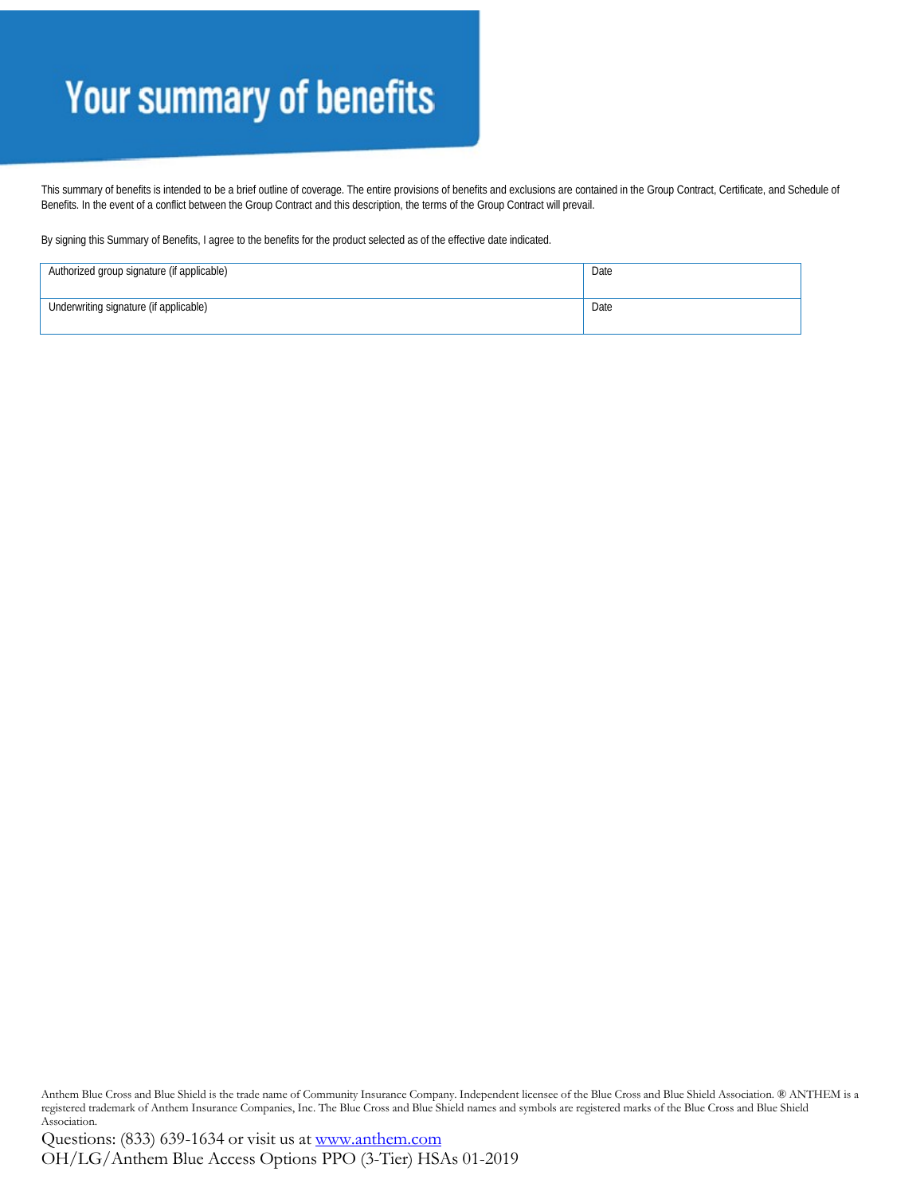# Your summary of benefits

This summary of benefits is intended to be a brief outline of coverage. The entire provisions of benefits and exclusions are contained in the Group Contract, Certificate, and Schedule of Benefits. In the event of a conflict between the Group Contract and this description, the terms of the Group Contract will prevail.

By signing this Summary of Benefits, I agree to the benefits for the product selected as of the effective date indicated.

| Authorized group signature (if applicable) | Date |
|---|---|
| Underwriting signature (if applicable) | Date |

Anthem Blue Cross and Blue Shield is the trade name of Community Insurance Company. Independent licensee of the Blue Cross and Blue Shield Association. ® ANTHEM is a registered trademark of Anthem Insurance Companies, Inc. The Blue Cross and Blue Shield names and symbols are registered marks of the Blue Cross and Blue Shield Association.

Questions: (833) 639-1634 or visit us at [www.anthem.com](http://www.anthem.com)
OH/LG/Anthem Blue Access Options PPO (3-Tier) HSAs 01-2019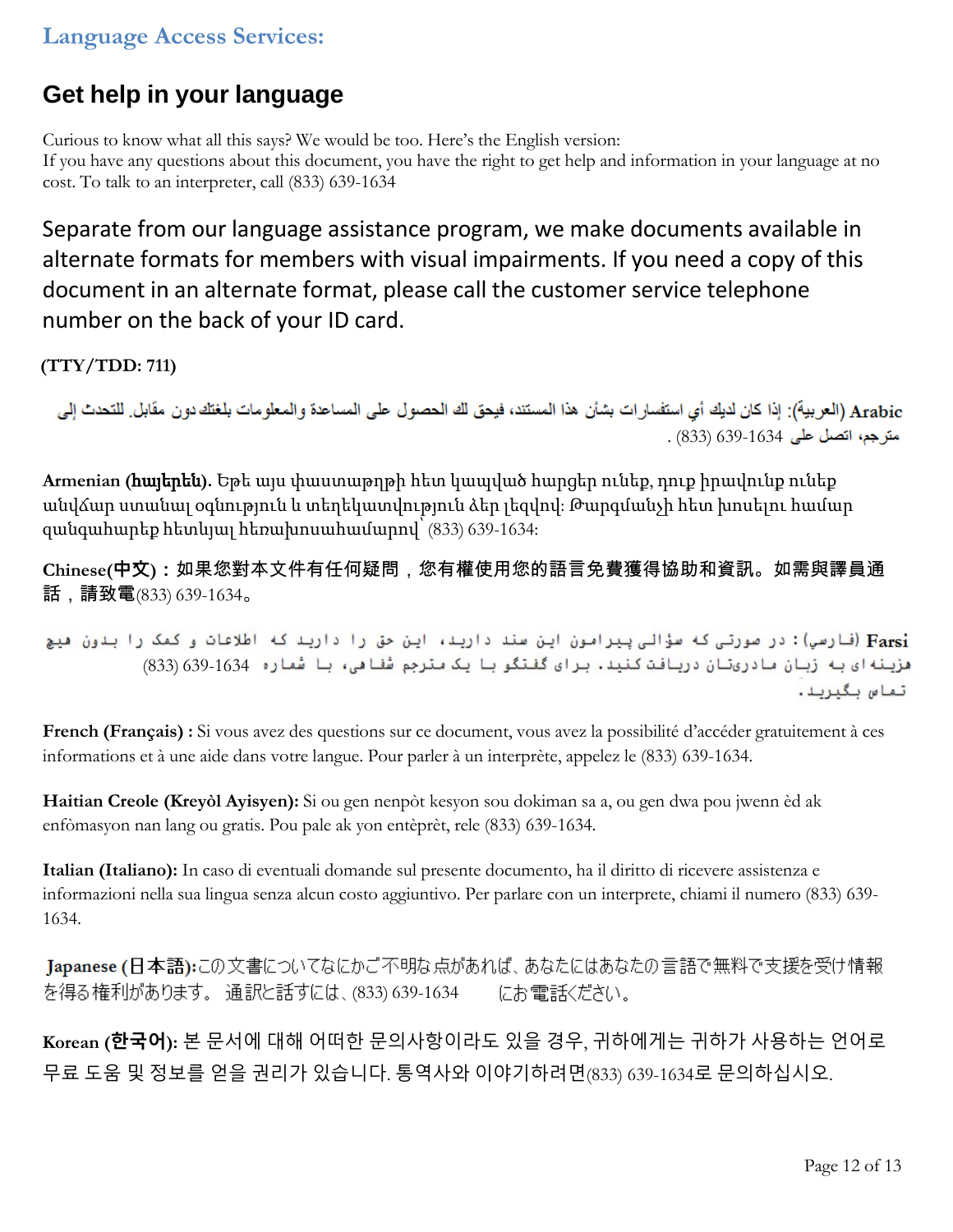**Language Access Services:**

## Get help in your language

Curious to know what all this says? We would be too. Here's the English version:
If you have any questions about this document, you have the right to get help and information in your language at no cost. To talk to an interpreter, call (833) 639-1634

Separate from our language assistance program, we make documents available in alternate formats for members with visual impairments. If you need a copy of this document in an alternate format, please call the customer service telephone number on the back of your ID card.

**(TTY/TDD: 711)**

**Arabic** (العربية): إذا كان لديك أي استفسارات بشأن هذا المستند، فيحق لك الحصول على المساعدة والمعلومات بلغتك دون مقابل. للتحدث إلى مترجم، اتصل على (833) 639-1634 .

**Armenian (հայերեն).** Եթե այս փաստաթղթի հետ կապված հարցեր ունեք, դուք իրավունք ունեք անվճար ստանալ օգնություն և տեղեկատվություն ձեր լեզվով: Թարգմանչի հետ խոսելու համար զանգահարեք հետևյալ հեռախոսահամարով՝ (833) 639-1634:

**Chinese(中文)：如果您對本文件有任何疑問，您有權使用您的語言免費獲得協助和資訊。如需與譯員通話，請致電**(833) 639-1634。

**Farsi** (فارسی): در صورتی که سؤالی پیرامون این سند دارید، این حق را دارید که اطلاعات و کمک را بدون هیچ هزینه ای به زبان مادری‌تان دریافت کنید. برای گفتگو با یک مترجم شفاهی، با شماره (833) 639-1634 تماس بگیرید.

**French (Français) :** Si vous avez des questions sur ce document, vous avez la possibilité d'accéder gratuitement à ces informations et à une aide dans votre langue. Pour parler à un interprète, appelez le (833) 639-1634.

**Haitian Creole (Kreyòl Ayisyen):** Si ou gen nenpòt kesyon sou dokiman sa a, ou gen dwa pou jwenn èd ak enfòmasyon nan lang ou gratis. Pou pale ak yon entèprèt, rele (833) 639-1634.

**Italian (Italiano):** In caso di eventuali domande sul presente documento, ha il diritto di ricevere assistenza e informazioni nella sua lingua senza alcun costo aggiuntivo. Per parlare con un interprete, chiami il numero (833) 639-1634.

**Japanese (日本語):**この文書についてなにかご不明な点があれば、あなたにはあなたの言語で無料で支援を受け情報を得る権利があります。 通訳と話すには、(833) 639-1634 にお電話ください。

**Korean (한국어):** 본 문서에 대해 어떠한 문의사항이라도 있을 경우, 귀하에게는 귀하가 사용하는 언어로 무료 도움 및 정보를 얻을 권리가 있습니다. 통역사와 이야기하려면(833) 639-1634로 문의하십시오.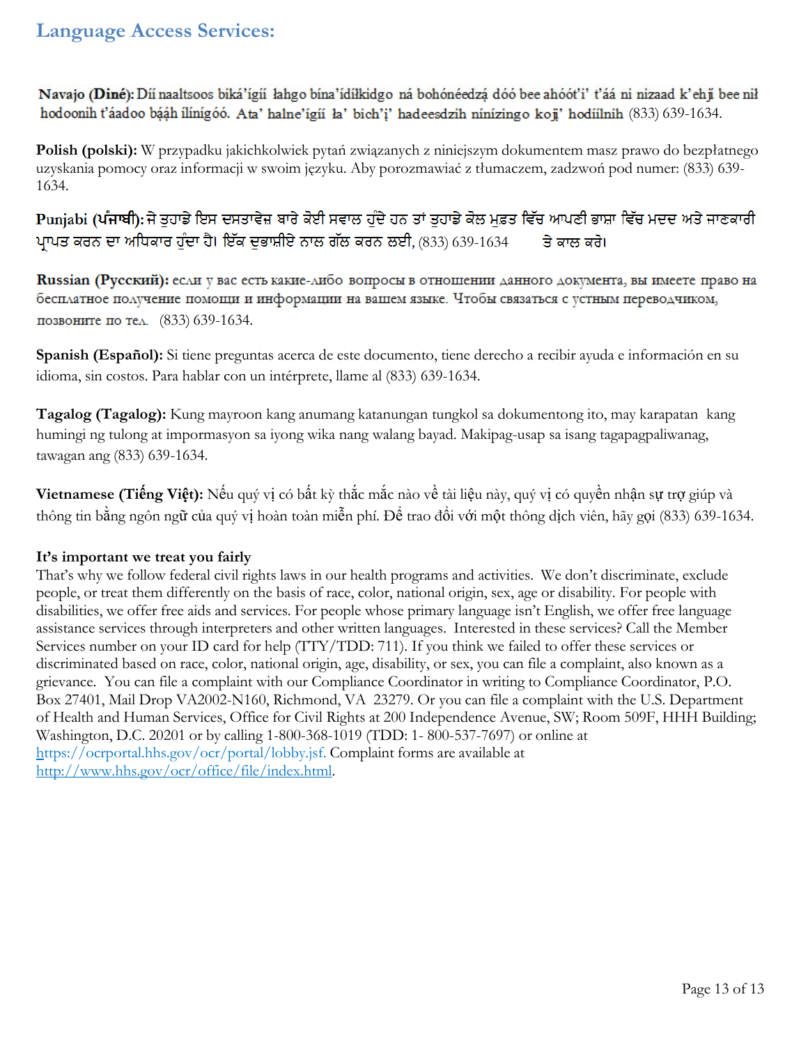## Language Access Services:

**Navajo (Diné):** Díí naaltsoos biká'ígíí łahgo bína'ídíłkidgo ná bohónéedzą́ dóó bee ahóót'i' t'áá ni nizaad k'ehjí bee níł hodoonih t'áadoo bą́ą́h ílínígóó. Ata' halne'ígíí ła' bich'į' hadeesdzih nínízingo koji' hodíílnih (833) 639-1634.

**Polish (polski):** W przypadku jakichkolwiek pytań związanych z niniejszym dokumentem masz prawo do bezpłatnego uzyskania pomocy oraz informacji w swoim języku. Aby porozmawiać z tłumaczem, zadzwoń pod numer: (833) 639-1634.

**Punjabi (ਪੰਜਾਬੀ):** ਜੇ ਤੁਹਾਡੇ ਇਸ ਦਸਤਾਵੇਜ਼ ਬਾਰੇ ਕੋਈ ਸਵਾਲ ਹੁੰਦੇ ਹਨ ਤਾਂ ਤੁਹਾਡੇ ਕੋਲ ਮੁਫ਼ਤ ਵਿੱਚ ਆਪਣੀ ਭਾਸ਼ਾ ਵਿੱਚ ਮਦਦ ਅਤੇ ਜਾਣਕਾਰੀ ਪ੍ਰਾਪਤ ਕਰਨ ਦਾ ਅਧਿਕਾਰ ਹੁੰਦਾ ਹੈ। ਇੱਕ ਦੁਭਾਸ਼ੀਏ ਨਾਲ ਗੱਲ ਕਰਨ ਲਈ, (833) 639-1634 ਤੇ ਕਾਲ ਕਰੋ।

**Russian (Русский):** если у вас есть какие-либо вопросы в отношении данного документа, вы имеете право на бесплатное получение помощи и информации на вашем языке. Чтобы связаться с устным переводчиком, позвоните по тел. (833) 639-1634.

**Spanish (Español):** Si tiene preguntas acerca de este documento, tiene derecho a recibir ayuda e información en su idioma, sin costos. Para hablar con un intérprete, llame al (833) 639-1634.

**Tagalog (Tagalog):** Kung mayroon kang anumang katanungan tungkol sa dokumentong ito, may karapatan kang humingi ng tulong at impormasyon sa iyong wika nang walang bayad. Makipag-usap sa isang tagapagpaliwanag, tawagan ang (833) 639-1634.

**Vietnamese (Tiếng Việt):** Nếu quý vị có bất kỳ thắc mắc nào về tài liệu này, quý vị có quyền nhận sự trợ giúp và thông tin bằng ngôn ngữ của quý vị hoàn toàn miễn phí. Để trao đổi với một thông dịch viên, hãy gọi (833) 639-1634.

**It's important we treat you fairly**

That's why we follow federal civil rights laws in our health programs and activities. We don't discriminate, exclude people, or treat them differently on the basis of race, color, national origin, sex, age or disability. For people with disabilities, we offer free aids and services. For people whose primary language isn't English, we offer free language assistance services through interpreters and other written languages. Interested in these services? Call the Member Services number on your ID card for help (TTY/TDD: 711). If you think we failed to offer these services or discriminated based on race, color, national origin, age, disability, or sex, you can file a complaint, also known as a grievance. You can file a complaint with our Compliance Coordinator in writing to Compliance Coordinator, P.O. Box 27401, Mail Drop VA2002-N160, Richmond, VA 23279. Or you can file a complaint with the U.S. Department of Health and Human Services, Office for Civil Rights at 200 Independence Avenue, SW; Room 509F, HHH Building; Washington, D.C. 20201 or by calling 1-800-368-1019 (TDD: 1- 800-537-7697) or online at https://ocrportal.hhs.gov/ocr/portal/lobby.jsf. Complaint forms are available at http://www.hhs.gov/ocr/office/file/index.html.